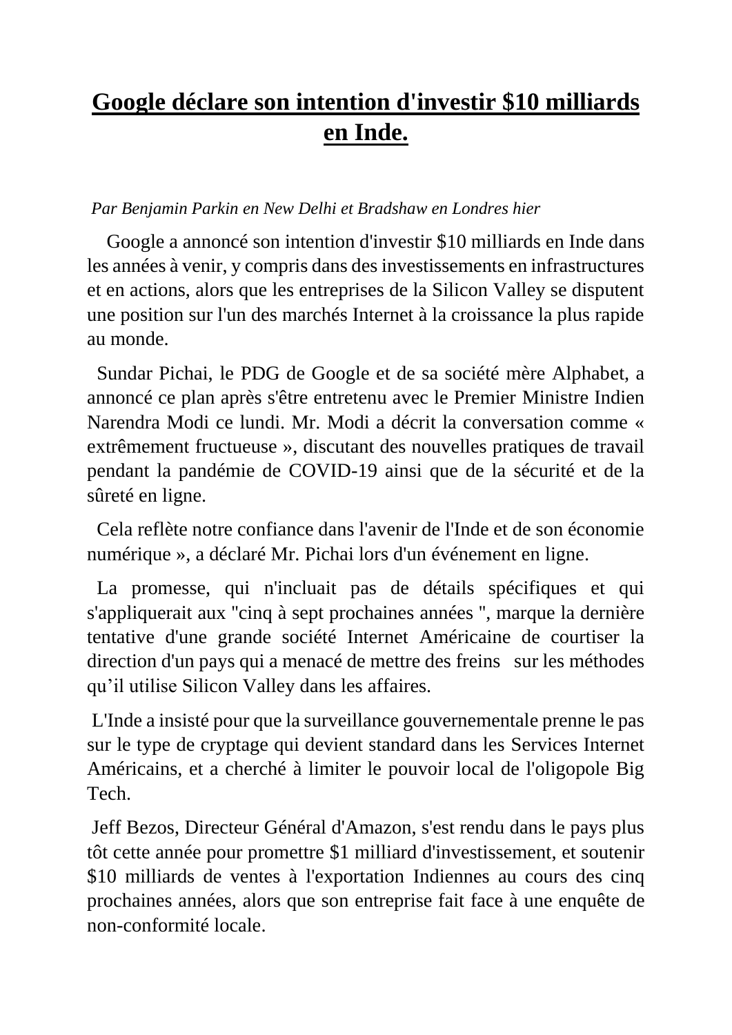# **Google déclare son intention d'investir $10 milliards en Inde.**

*Par Benjamin Parkin en New Delhi et Bradshaw en Londres hier*

Google a annoncé son intention d'investir $10 milliards en Inde dans les années à venir, y compris dans des investissements en infrastructures et en actions, alors que les entreprises de la Silicon Valley se disputent une position sur l'un des marchés Internet à la croissance la plus rapide au monde.

Sundar Pichai, le PDG de Google et de sa société mère Alphabet, a annoncé ce plan après s'être entretenu avec le Premier Ministre Indien Narendra Modi ce lundi. Mr. Modi a décrit la conversation comme « extrêmement fructueuse », discutant des nouvelles pratiques de travail pendant la pandémie de COVID-19 ainsi que de la sécurité et de la sûreté en ligne.

Cela reflète notre confiance dans l'avenir de l'Inde et de son économie numérique », a déclaré Mr. Pichai lors d'un événement en ligne.

La promesse, qui n'incluait pas de détails spécifiques et qui s'appliquerait aux "cinq à sept prochaines années ", marque la dernière tentative d'une grande société Internet Américaine de courtiser la direction d'un pays qui a menacé de mettre des freins sur les méthodes qu'il utilise Silicon Valley dans les affaires.

L'Inde a insisté pour que la surveillance gouvernementale prenne le pas sur le type de cryptage qui devient standard dans les Services Internet Américains, et a cherché à limiter le pouvoir local de l'oligopole Big Tech.

Jeff Bezos, Directeur Général d'Amazon, s'est rendu dans le pays plus tôt cette année pour promettre $1 milliard d'investissement, et soutenir $10 milliards de ventes à l'exportation Indiennes au cours des cinq prochaines années, alors que son entreprise fait face à une enquête de non-conformité locale.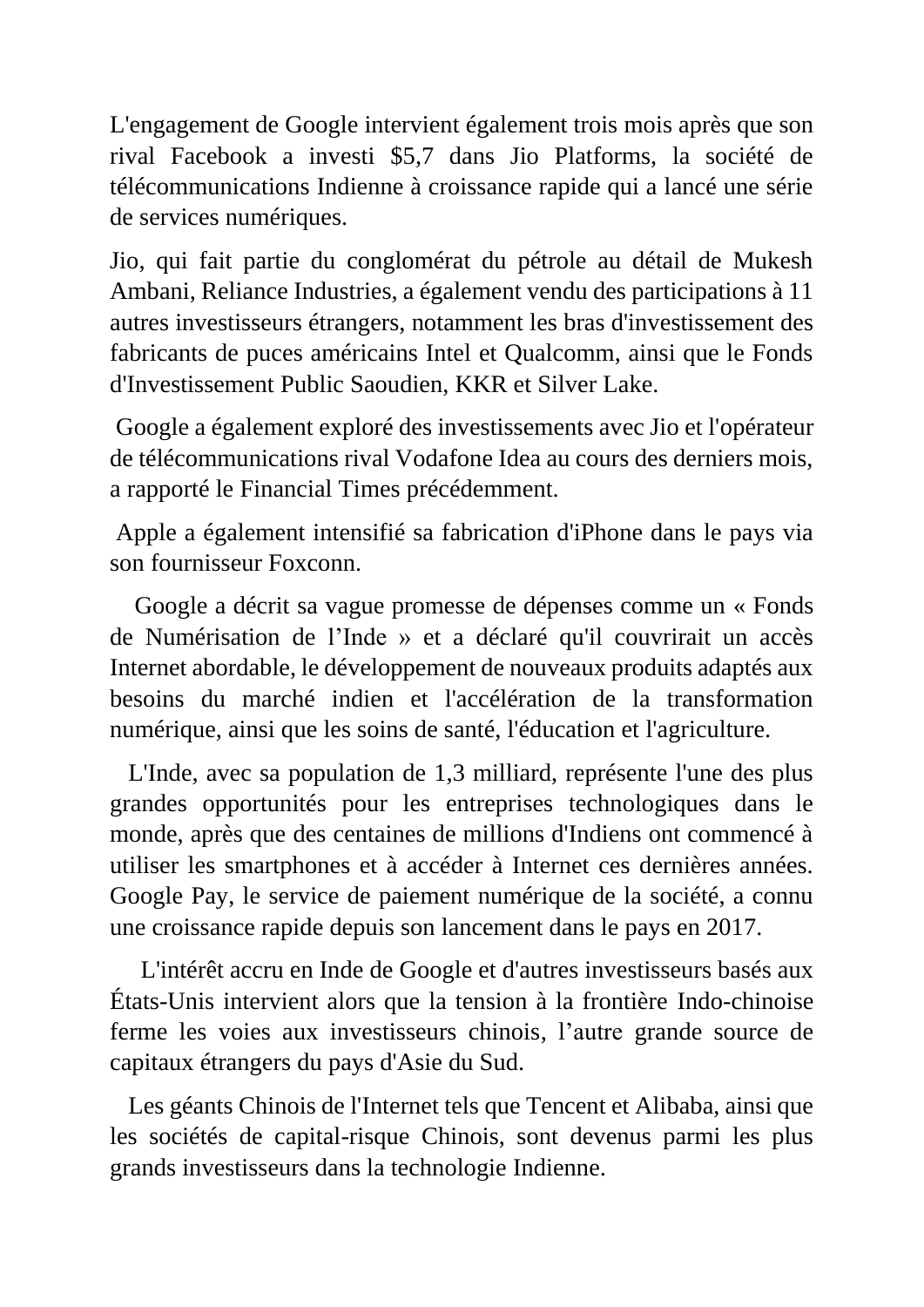L'engagement de Google intervient également trois mois après que son rival Facebook a investi $5,7 dans Jio Platforms, la société de télécommunications Indienne à croissance rapide qui a lancé une série de services numériques.

Jio, qui fait partie du conglomérat du pétrole au détail de Mukesh Ambani, Reliance Industries, a également vendu des participations à 11 autres investisseurs étrangers, notamment les bras d'investissement des fabricants de puces américains Intel et Qualcomm, ainsi que le Fonds d'Investissement Public Saoudien, KKR et Silver Lake.

Google a également exploré des investissements avec Jio et l'opérateur de télécommunications rival Vodafone Idea au cours des derniers mois, a rapporté le Financial Times précédemment.

Apple a également intensifié sa fabrication d'iPhone dans le pays via son fournisseur Foxconn.

Google a décrit sa vague promesse de dépenses comme un « Fonds de Numérisation de l'Inde » et a déclaré qu'il couvrirait un accès Internet abordable, le développement de nouveaux produits adaptés aux besoins du marché indien et l'accélération de la transformation numérique, ainsi que les soins de santé, l'éducation et l'agriculture.

L'Inde, avec sa population de 1,3 milliard, représente l'une des plus grandes opportunités pour les entreprises technologiques dans le monde, après que des centaines de millions d'Indiens ont commencé à utiliser les smartphones et à accéder à Internet ces dernières années. Google Pay, le service de paiement numérique de la société, a connu une croissance rapide depuis son lancement dans le pays en 2017.

L'intérêt accru en Inde de Google et d'autres investisseurs basés aux États-Unis intervient alors que la tension à la frontière Indo-chinoise ferme les voies aux investisseurs chinois, l'autre grande source de capitaux étrangers du pays d'Asie du Sud.

Les géants Chinois de l'Internet tels que Tencent et Alibaba, ainsi que les sociétés de capital-risque Chinois, sont devenus parmi les plus grands investisseurs dans la technologie Indienne.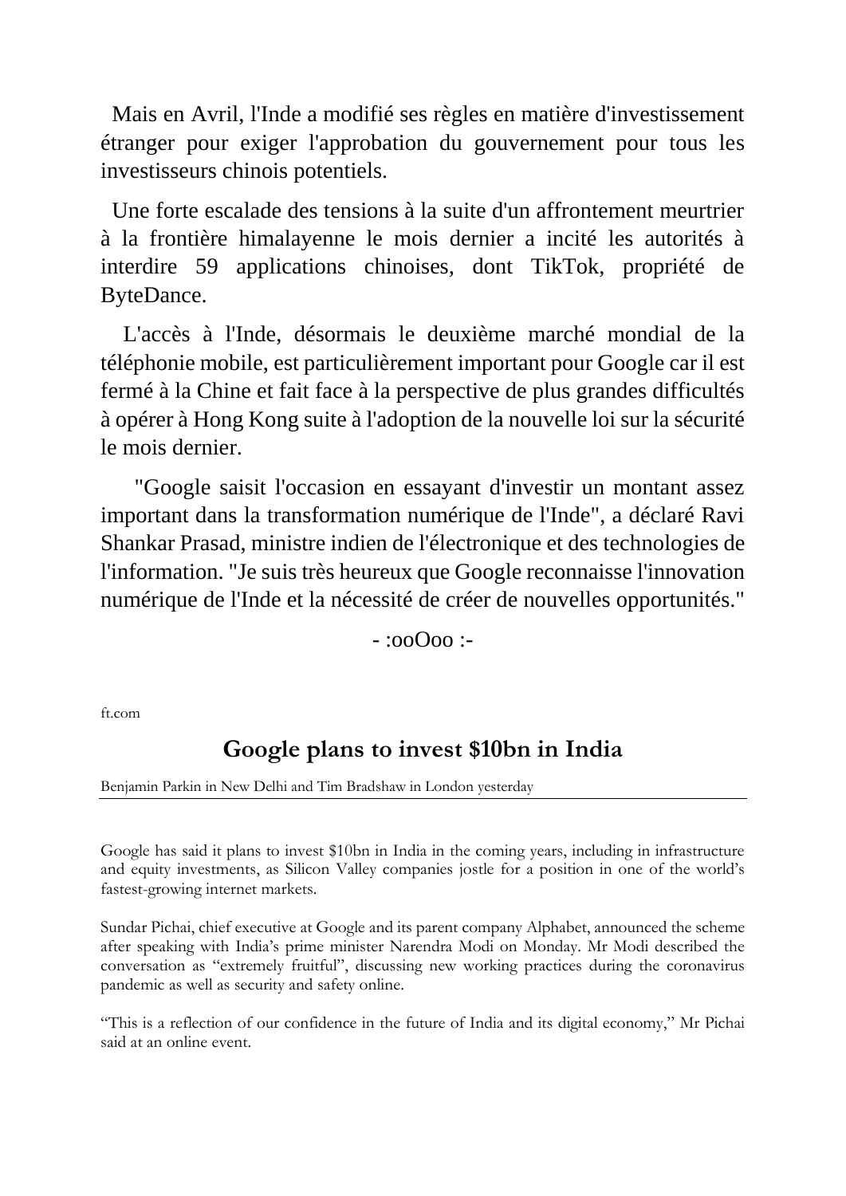Mais en Avril, l'Inde a modifié ses règles en matière d'investissement étranger pour exiger l'approbation du gouvernement pour tous les investisseurs chinois potentiels.

Une forte escalade des tensions à la suite d'un affrontement meurtrier à la frontière himalayenne le mois dernier a incité les autorités à interdire 59 applications chinoises, dont TikTok, propriété de ByteDance.

L'accès à l'Inde, désormais le deuxième marché mondial de la téléphonie mobile, est particulièrement important pour Google car il est fermé à la Chine et fait face à la perspective de plus grandes difficultés à opérer à Hong Kong suite à l'adoption de la nouvelle loi sur la sécurité le mois dernier.

"Google saisit l'occasion en essayant d'investir un montant assez important dans la transformation numérique de l'Inde", a déclaré Ravi Shankar Prasad, ministre indien de l'électronique et des technologies de l'information. "Je suis très heureux que Google reconnaisse l'innovation numérique de l'Inde et la nécessité de créer de nouvelles opportunités."

- :ooOoo :-

ft.com

## Google plans to invest $10bn in India

Benjamin Parkin in New Delhi and Tim Bradshaw in London yesterday

Google has said it plans to invest $10bn in India in the coming years, including in infrastructure and equity investments, as Silicon Valley companies jostle for a position in one of the world's fastest-growing internet markets.

Sundar Pichai, chief executive at Google and its parent company Alphabet, announced the scheme after speaking with India's prime minister Narendra Modi on Monday. Mr Modi described the conversation as "extremely fruitful", discussing new working practices during the coronavirus pandemic as well as security and safety online.

"This is a reflection of our confidence in the future of India and its digital economy," Mr Pichai said at an online event.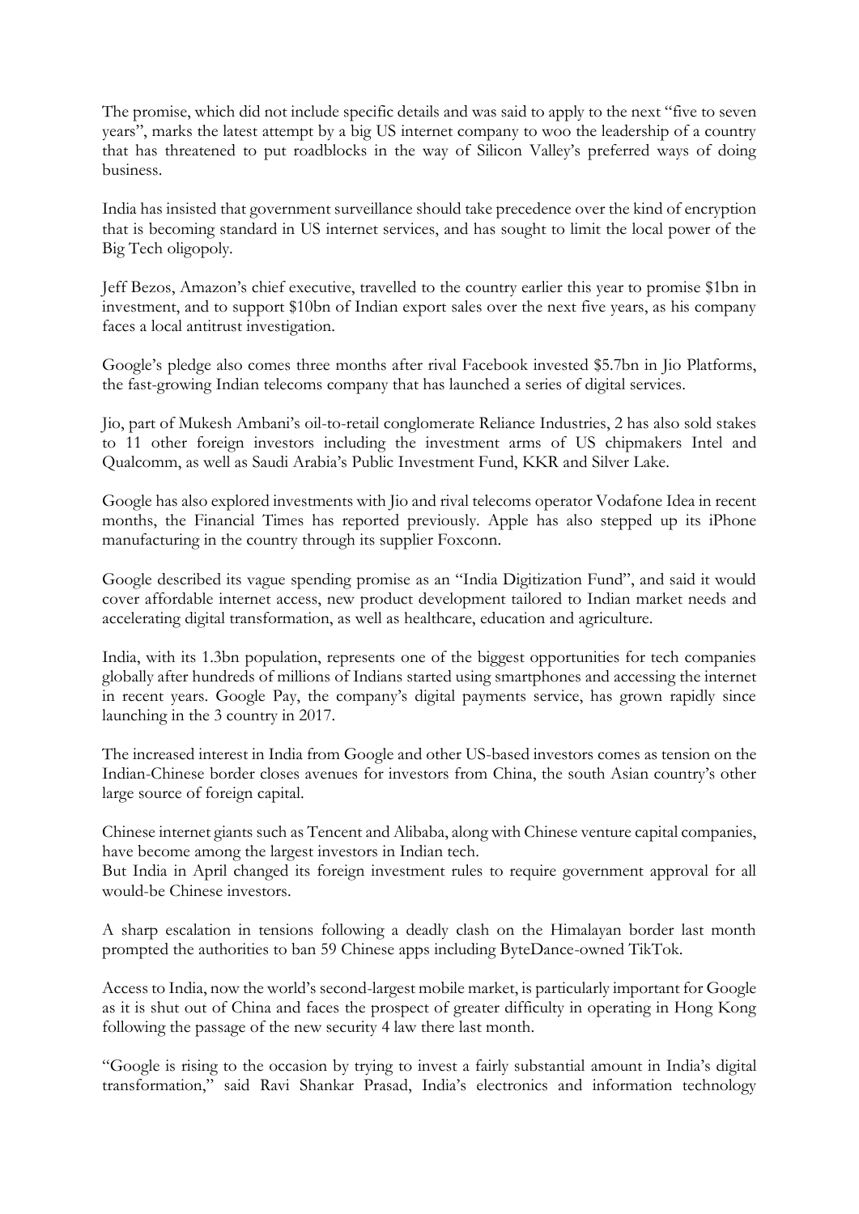The promise, which did not include specific details and was said to apply to the next "five to seven years", marks the latest attempt by a big US internet company to woo the leadership of a country that has threatened to put roadblocks in the way of Silicon Valley's preferred ways of doing business.

India has insisted that government surveillance should take precedence over the kind of encryption that is becoming standard in US internet services, and has sought to limit the local power of the Big Tech oligopoly.

Jeff Bezos, Amazon's chief executive, travelled to the country earlier this year to promise $1bn in investment, and to support $10bn of Indian export sales over the next five years, as his company faces a local antitrust investigation.

Google's pledge also comes three months after rival Facebook invested $5.7bn in Jio Platforms, the fast-growing Indian telecoms company that has launched a series of digital services.

Jio, part of Mukesh Ambani's oil-to-retail conglomerate Reliance Industries, 2 has also sold stakes to 11 other foreign investors including the investment arms of US chipmakers Intel and Qualcomm, as well as Saudi Arabia's Public Investment Fund, KKR and Silver Lake.

Google has also explored investments with Jio and rival telecoms operator Vodafone Idea in recent months, the Financial Times has reported previously. Apple has also stepped up its iPhone manufacturing in the country through its supplier Foxconn.

Google described its vague spending promise as an "India Digitization Fund", and said it would cover affordable internet access, new product development tailored to Indian market needs and accelerating digital transformation, as well as healthcare, education and agriculture.

India, with its 1.3bn population, represents one of the biggest opportunities for tech companies globally after hundreds of millions of Indians started using smartphones and accessing the internet in recent years. Google Pay, the company's digital payments service, has grown rapidly since launching in the 3 country in 2017.

The increased interest in India from Google and other US-based investors comes as tension on the Indian-Chinese border closes avenues for investors from China, the south Asian country's other large source of foreign capital.

Chinese internet giants such as Tencent and Alibaba, along with Chinese venture capital companies, have become among the largest investors in Indian tech.
But India in April changed its foreign investment rules to require government approval for all would-be Chinese investors.

A sharp escalation in tensions following a deadly clash on the Himalayan border last month prompted the authorities to ban 59 Chinese apps including ByteDance-owned TikTok.

Access to India, now the world's second-largest mobile market, is particularly important for Google as it is shut out of China and faces the prospect of greater difficulty in operating in Hong Kong following the passage of the new security 4 law there last month.

"Google is rising to the occasion by trying to invest a fairly substantial amount in India's digital transformation," said Ravi Shankar Prasad, India's electronics and information technology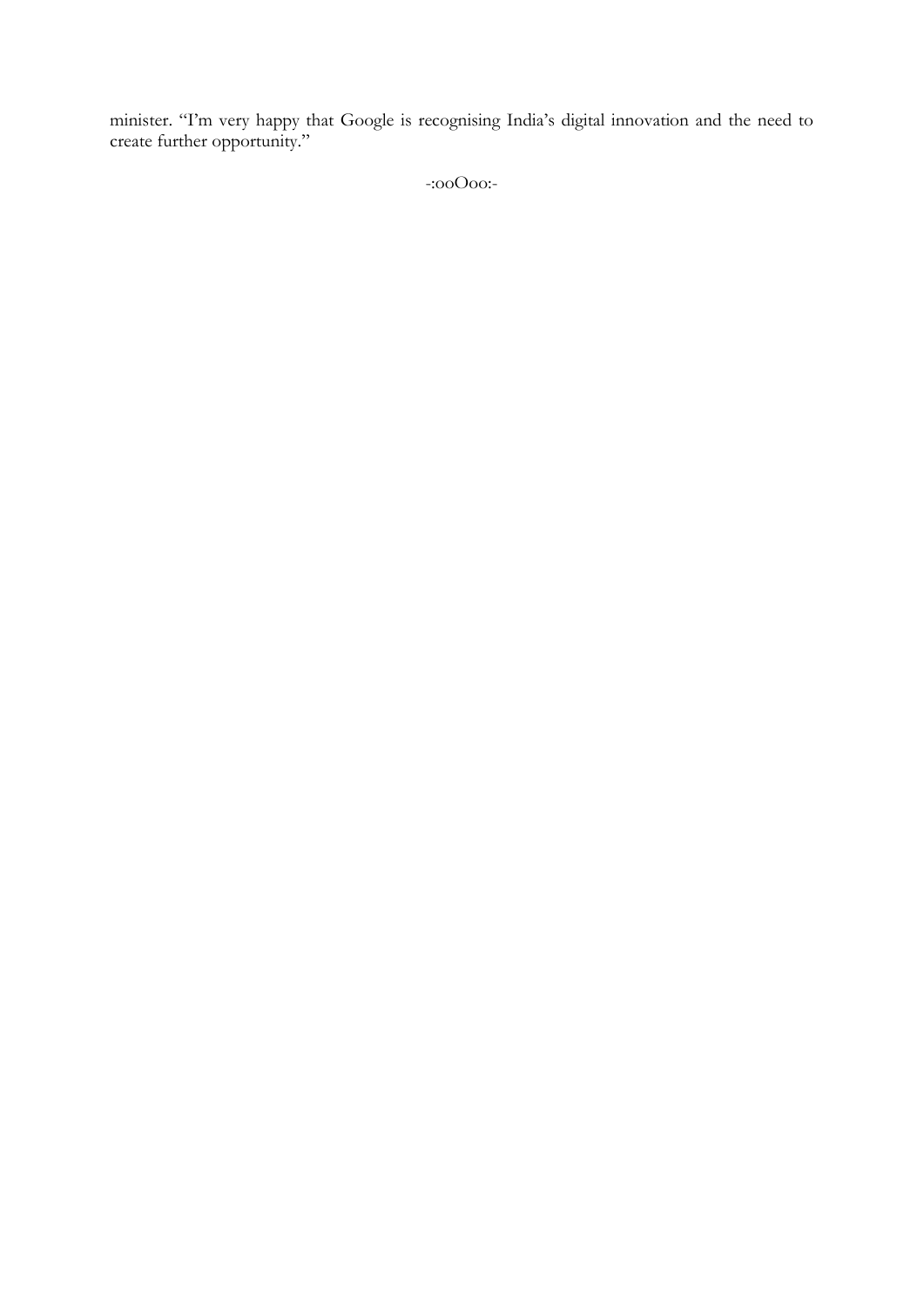minister. "I'm very happy that Google is recognising India's digital innovation and the need to create further opportunity."

-:ooOoo:-